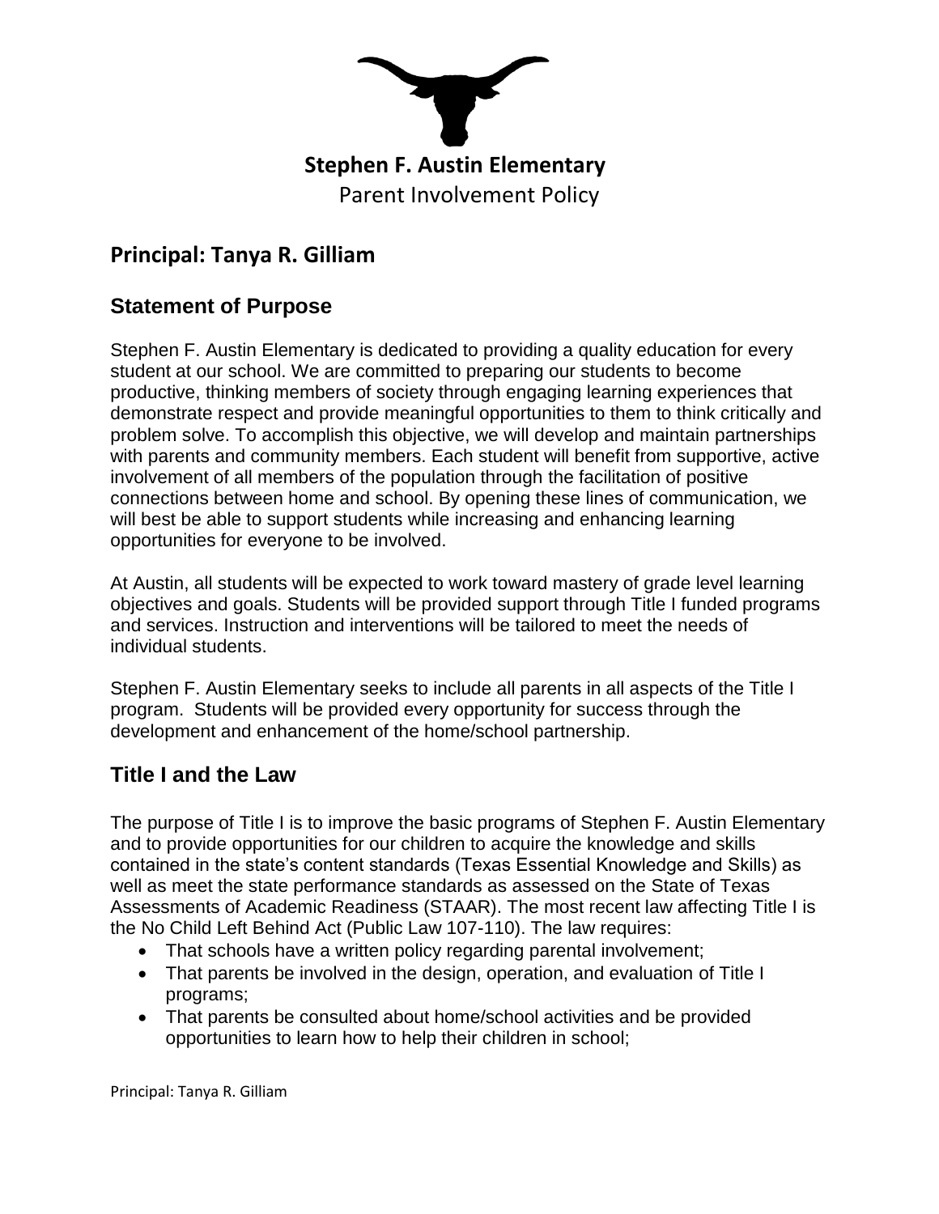# Stephen F. Austin Elementary

Parent Involvement Policy

## Principal: Tanya R. Gilliam

## Statement of Purpose

Stephen F. Austin Elementary is dedicated to providing a quality education for every student at our school. We are committed to preparing our students to become productive, thinking members of society through engaging learning experiences that demonstrate respect and provide meaningful opportunities to them to think critically and problem solve. To accomplish this objective, we will develop and maintain partnerships with parents and community members. Each student will benefit from supportive, active involvement of all members of the population through the facilitation of positive connections between home and school. By opening these lines of communication, we will best be able to support students while increasing and enhancing learning opportunities for everyone to be involved.

At Austin, all students will be expected to work toward mastery of grade level learning objectives and goals. Students will be provided support through Title I funded programs and services. Instruction and interventions will be tailored to meet the needs of individual students.

Stephen F. Austin Elementary seeks to include all parents in all aspects of the Title I program. Students will be provided every opportunity for success through the development and enhancement of the home/school partnership.

## Title I and the Law

The purpose of Title I is to improve the basic programs of Stephen F. Austin Elementary and to provide opportunities for our children to acquire the knowledge and skills contained in the state's content standards (Texas Essential Knowledge and Skills) as well as meet the state performance standards as assessed on the State of Texas Assessments of Academic Readiness (STAAR). The most recent law affecting Title I is the No Child Left Behind Act (Public Law 107-110). The law requires:

- That schools have a written policy regarding parental involvement;
- That parents be involved in the design, operation, and evaluation of Title I programs;
- That parents be consulted about home/school activities and be provided opportunities to learn how to help their children in school;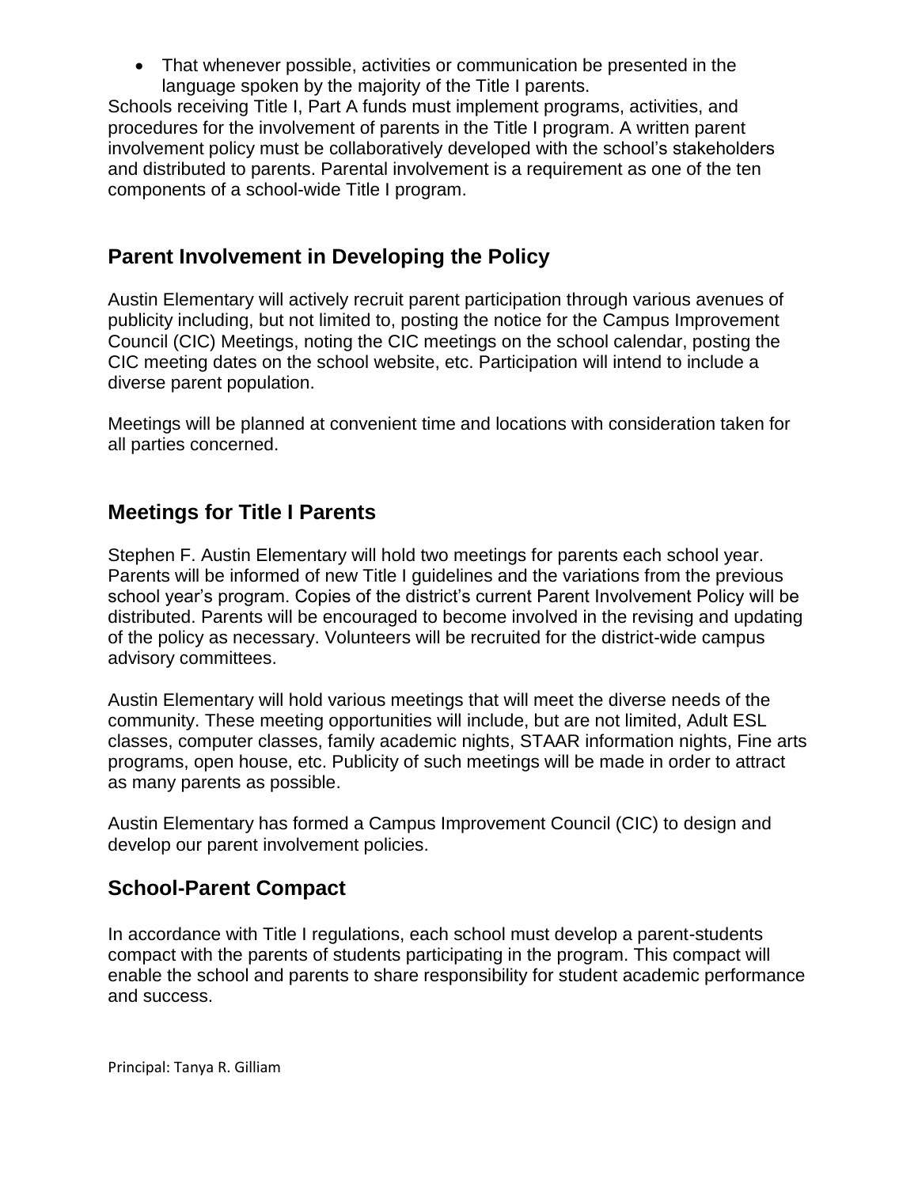- That whenever possible, activities or communication be presented in the language spoken by the majority of the Title I parents.

Schools receiving Title I, Part A funds must implement programs, activities, and procedures for the involvement of parents in the Title I program. A written parent involvement policy must be collaboratively developed with the school's stakeholders and distributed to parents. Parental involvement is a requirement as one of the ten components of a school-wide Title I program.

## Parent Involvement in Developing the Policy

Austin Elementary will actively recruit parent participation through various avenues of publicity including, but not limited to, posting the notice for the Campus Improvement Council (CIC) Meetings, noting the CIC meetings on the school calendar, posting the CIC meeting dates on the school website, etc. Participation will intend to include a diverse parent population.

Meetings will be planned at convenient time and locations with consideration taken for all parties concerned.

## Meetings for Title I Parents

Stephen F. Austin Elementary will hold two meetings for parents each school year. Parents will be informed of new Title I guidelines and the variations from the previous school year's program. Copies of the district's current Parent Involvement Policy will be distributed. Parents will be encouraged to become involved in the revising and updating of the policy as necessary. Volunteers will be recruited for the district-wide campus advisory committees.

Austin Elementary will hold various meetings that will meet the diverse needs of the community. These meeting opportunities will include, but are not limited, Adult ESL classes, computer classes, family academic nights, STAAR information nights, Fine arts programs, open house, etc. Publicity of such meetings will be made in order to attract as many parents as possible.

Austin Elementary has formed a Campus Improvement Council (CIC) to design and develop our parent involvement policies.

## School-Parent Compact

In accordance with Title I regulations, each school must develop a parent-students compact with the parents of students participating in the program. This compact will enable the school and parents to share responsibility for student academic performance and success.

Principal: Tanya R. Gilliam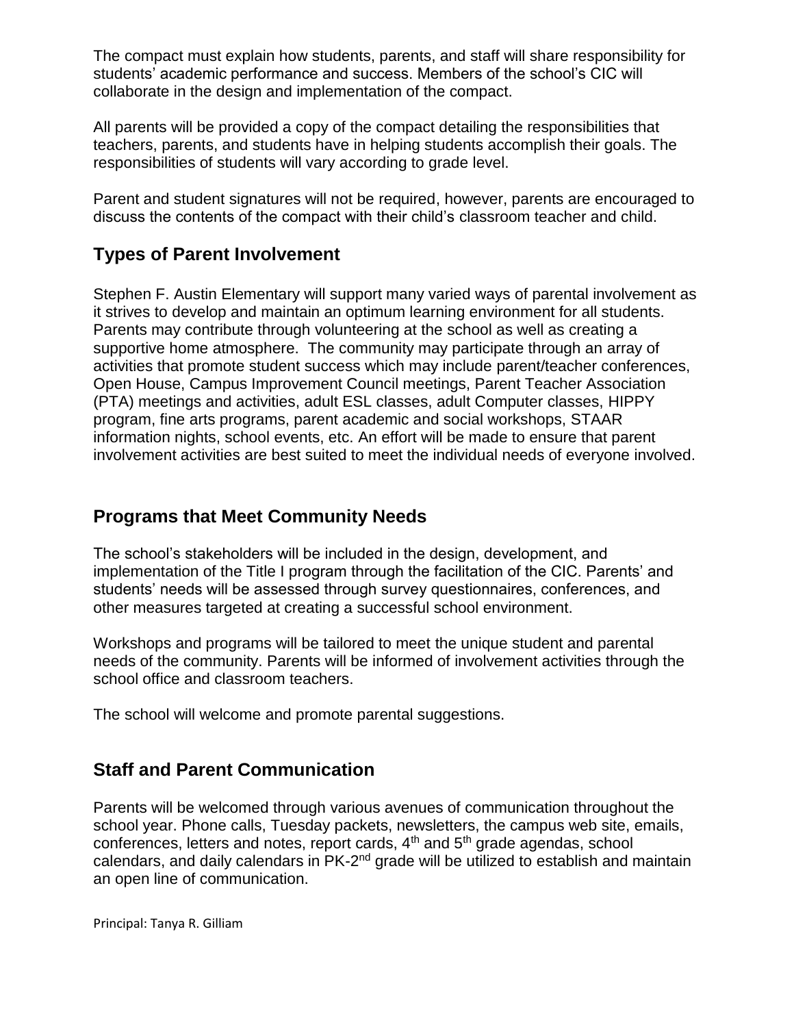The compact must explain how students, parents, and staff will share responsibility for students' academic performance and success. Members of the school's CIC will collaborate in the design and implementation of the compact.

All parents will be provided a copy of the compact detailing the responsibilities that teachers, parents, and students have in helping students accomplish their goals. The responsibilities of students will vary according to grade level.

Parent and student signatures will not be required, however, parents are encouraged to discuss the contents of the compact with their child's classroom teacher and child.

## Types of Parent Involvement

Stephen F. Austin Elementary will support many varied ways of parental involvement as it strives to develop and maintain an optimum learning environment for all students. Parents may contribute through volunteering at the school as well as creating a supportive home atmosphere. The community may participate through an array of activities that promote student success which may include parent/teacher conferences, Open House, Campus Improvement Council meetings, Parent Teacher Association (PTA) meetings and activities, adult ESL classes, adult Computer classes, HIPPY program, fine arts programs, parent academic and social workshops, STAAR information nights, school events, etc. An effort will be made to ensure that parent involvement activities are best suited to meet the individual needs of everyone involved.

## Programs that Meet Community Needs

The school's stakeholders will be included in the design, development, and implementation of the Title I program through the facilitation of the CIC. Parents' and students' needs will be assessed through survey questionnaires, conferences, and other measures targeted at creating a successful school environment.

Workshops and programs will be tailored to meet the unique student and parental needs of the community. Parents will be informed of involvement activities through the school office and classroom teachers.

The school will welcome and promote parental suggestions.

## Staff and Parent Communication

Parents will be welcomed through various avenues of communication throughout the school year. Phone calls, Tuesday packets, newsletters, the campus web site, emails, conferences, letters and notes, report cards, 4th and 5th grade agendas, school calendars, and daily calendars in PK-2nd grade will be utilized to establish and maintain an open line of communication.

Principal: Tanya R. Gilliam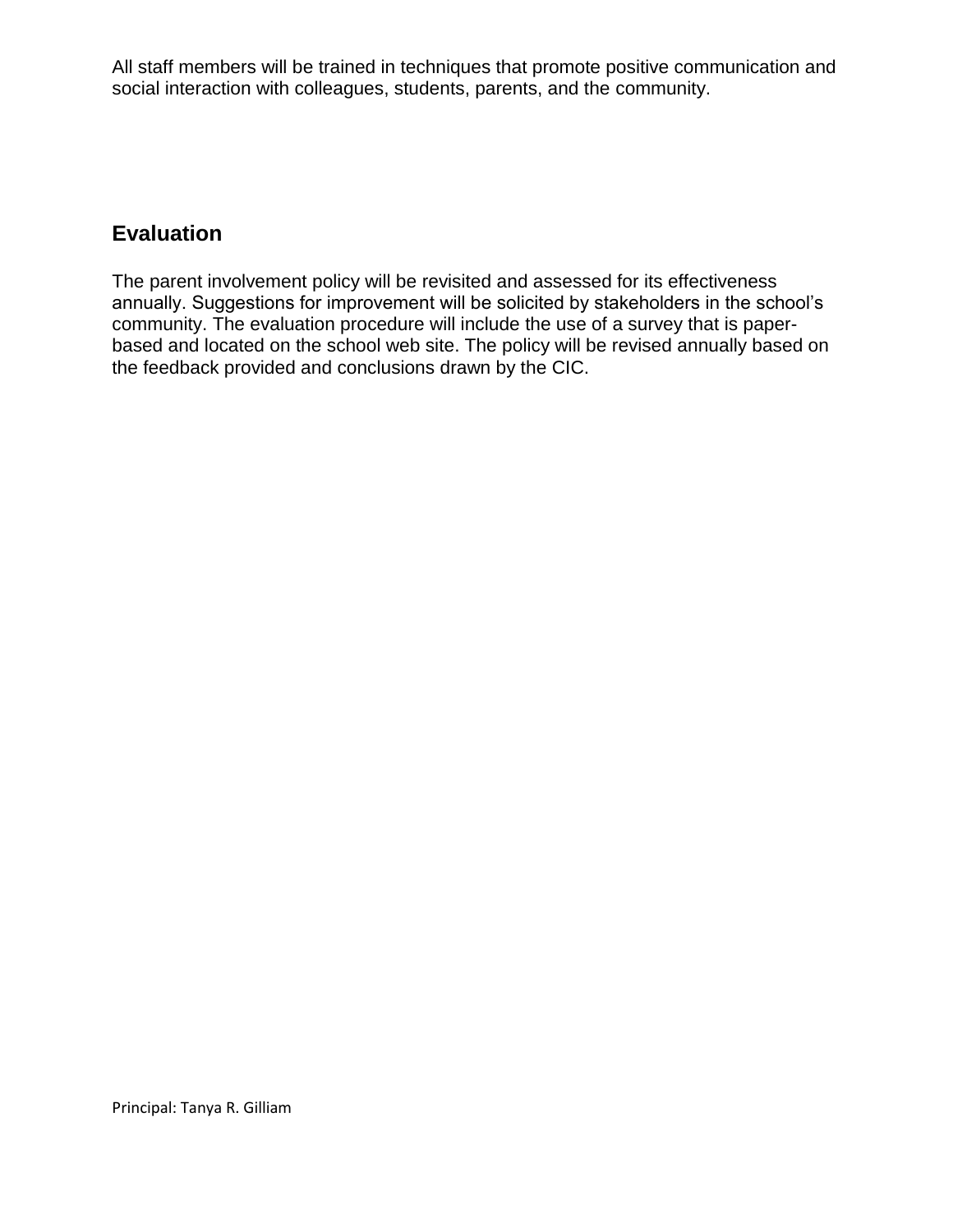All staff members will be trained in techniques that promote positive communication and social interaction with colleagues, students, parents, and the community.

## Evaluation

The parent involvement policy will be revisited and assessed for its effectiveness annually. Suggestions for improvement will be solicited by stakeholders in the school's community. The evaluation procedure will include the use of a survey that is paper-based and located on the school web site. The policy will be revised annually based on the feedback provided and conclusions drawn by the CIC.

Principal: Tanya R. Gilliam